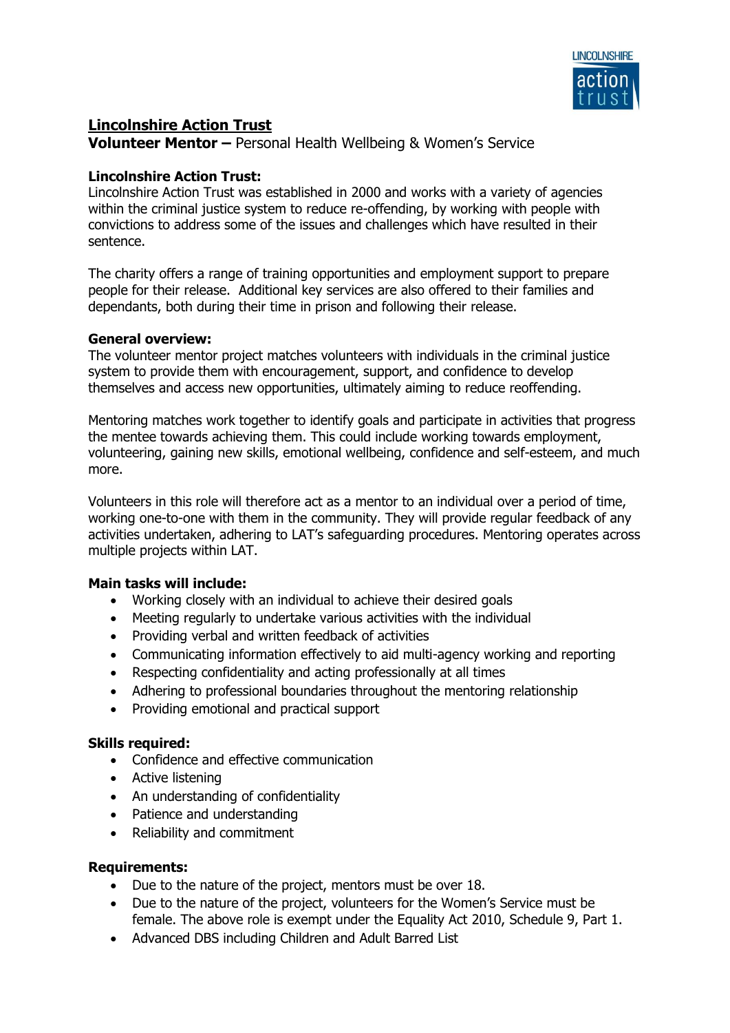# Lincolnshire Action Trust

**Volunteer Mentor –** Personal Health Wellbeing & Women's Service

**Lincolnshire Action Trust:**

Lincolnshire Action Trust was established in 2000 and works with a variety of agencies within the criminal justice system to reduce re-offending, by working with people with convictions to address some of the issues and challenges which have resulted in their sentence.

The charity offers a range of training opportunities and employment support to prepare people for their release. Additional key services are also offered to their families and dependants, both during their time in prison and following their release.

**General overview:**

The volunteer mentor project matches volunteers with individuals in the criminal justice system to provide them with encouragement, support, and confidence to develop themselves and access new opportunities, ultimately aiming to reduce reoffending.

Mentoring matches work together to identify goals and participate in activities that progress the mentee towards achieving them. This could include working towards employment, volunteering, gaining new skills, emotional wellbeing, confidence and self-esteem, and much more.

Volunteers in this role will therefore act as a mentor to an individual over a period of time, working one-to-one with them in the community. They will provide regular feedback of any activities undertaken, adhering to LAT's safeguarding procedures. Mentoring operates across multiple projects within LAT.

**Main tasks will include:**

- Working closely with an individual to achieve their desired goals
- Meeting regularly to undertake various activities with the individual
- Providing verbal and written feedback of activities
- Communicating information effectively to aid multi-agency working and reporting
- Respecting confidentiality and acting professionally at all times
- Adhering to professional boundaries throughout the mentoring relationship
- Providing emotional and practical support

**Skills required:**

- Confidence and effective communication
- Active listening
- An understanding of confidentiality
- Patience and understanding
- Reliability and commitment

**Requirements:**

- Due to the nature of the project, mentors must be over 18.
- Due to the nature of the project, volunteers for the Women's Service must be female. The above role is exempt under the Equality Act 2010, Schedule 9, Part 1.
- Advanced DBS including Children and Adult Barred List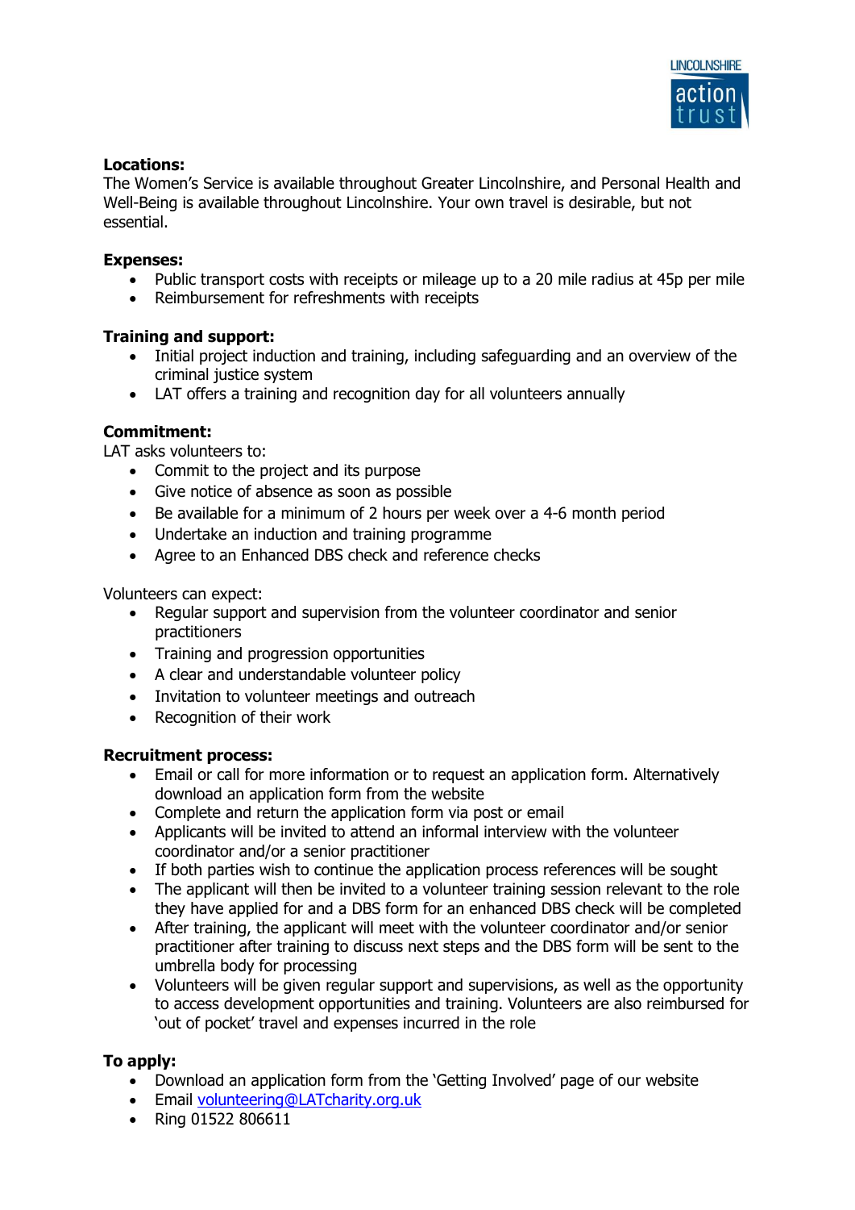**Locations:**

The Women's Service is available throughout Greater Lincolnshire, and Personal Health and Well-Being is available throughout Lincolnshire. Your own travel is desirable, but not essential.

**Expenses:**

- Public transport costs with receipts or mileage up to a 20 mile radius at 45p per mile
- Reimbursement for refreshments with receipts

**Training and support:**

- Initial project induction and training, including safeguarding and an overview of the criminal justice system
- LAT offers a training and recognition day for all volunteers annually

**Commitment:**

LAT asks volunteers to:

- Commit to the project and its purpose
- Give notice of absence as soon as possible
- Be available for a minimum of 2 hours per week over a 4-6 month period
- Undertake an induction and training programme
- Agree to an Enhanced DBS check and reference checks

Volunteers can expect:

- Regular support and supervision from the volunteer coordinator and senior practitioners
- Training and progression opportunities
- A clear and understandable volunteer policy
- Invitation to volunteer meetings and outreach
- Recognition of their work

**Recruitment process:**

- Email or call for more information or to request an application form. Alternatively download an application form from the website
- Complete and return the application form via post or email
- Applicants will be invited to attend an informal interview with the volunteer coordinator and/or a senior practitioner
- If both parties wish to continue the application process references will be sought
- The applicant will then be invited to a volunteer training session relevant to the role they have applied for and a DBS form for an enhanced DBS check will be completed
- After training, the applicant will meet with the volunteer coordinator and/or senior practitioner after training to discuss next steps and the DBS form will be sent to the umbrella body for processing
- Volunteers will be given regular support and supervisions, as well as the opportunity to access development opportunities and training. Volunteers are also reimbursed for 'out of pocket' travel and expenses incurred in the role

**To apply:**

- Download an application form from the 'Getting Involved' page of our website
- Email volunteering@LATcharity.org.uk
- Ring 01522 806611